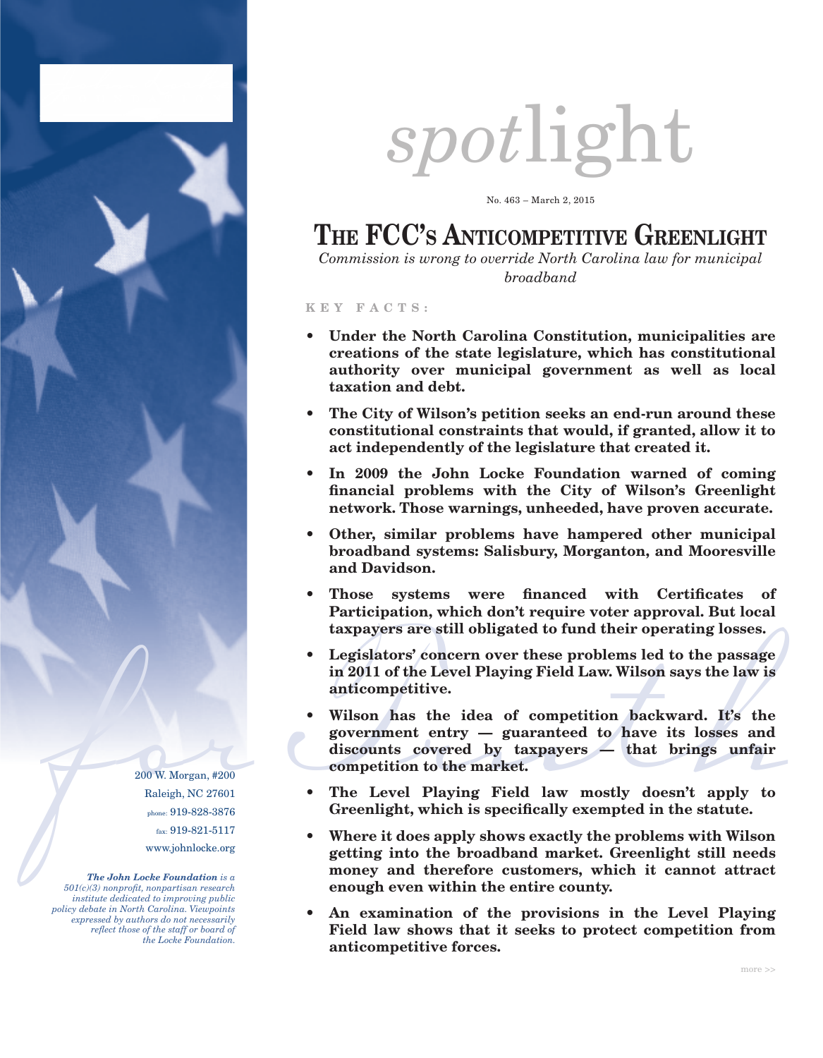# spotlight

No. 463 – March 2, 2015

## THE FCC'S ANTICOMPETITIVE GREENLIGHT

*Commission is wrong to override North Carolina law for municipal broadband*

**KEY FACTS:**

- **Under the North Carolina Constitution, municipalities are creations of the state legislature, which has constitutional authority over municipal government as well as local taxation and debt.**
- **The City of Wilson's petition seeks an end-run around these constitutional constraints that would, if granted, allow it to act independently of the legislature that created it.**
- **In 2009 the John Locke Foundation warned of coming financial problems with the City of Wilson's Greenlight network. Those warnings, unheeded, have proven accurate.**
- **Other, similar problems have hampered other municipal broadband systems: Salisbury, Morganton, and Mooresville and Davidson.**
- **Those systems were financed with Certificates of Participation, which don't require voter approval. But local taxpayers are still obligated to fund their operating losses.**
- **Legislators' concern over these problems led to the passage in 2011 of the Level Playing Field Law. Wilson says the law is anticompetitive.**
- **Wilson has the idea of competition backward. It's the government entry — guaranteed to have its losses and discounts covered by taxpayers — that brings unfair competition to the market.**
- **The Level Playing Field law mostly doesn't apply to Greenlight, which is specifically exempted in the statute.**
- **Where it does apply shows exactly the problems with Wilson getting into the broadband market. Greenlight still needs money and therefore customers, which it cannot attract enough even within the entire county.**
- **An examination of the provisions in the Level Playing Field law shows that it seeks to protect competition from anticompetitive forces.**

200 W. Morgan, #200
Raleigh, NC 27601
phone: 919-828-3876
fax: 919-821-5117
www.johnlocke.org

***The John Locke Foundation*** *is a 501(c)(3) nonprofit, nonpartisan research institute dedicated to improving public policy debate in North Carolina. Viewpoints expressed by authors do not necessarily reflect those of the staff or board of the Locke Foundation.*

more >>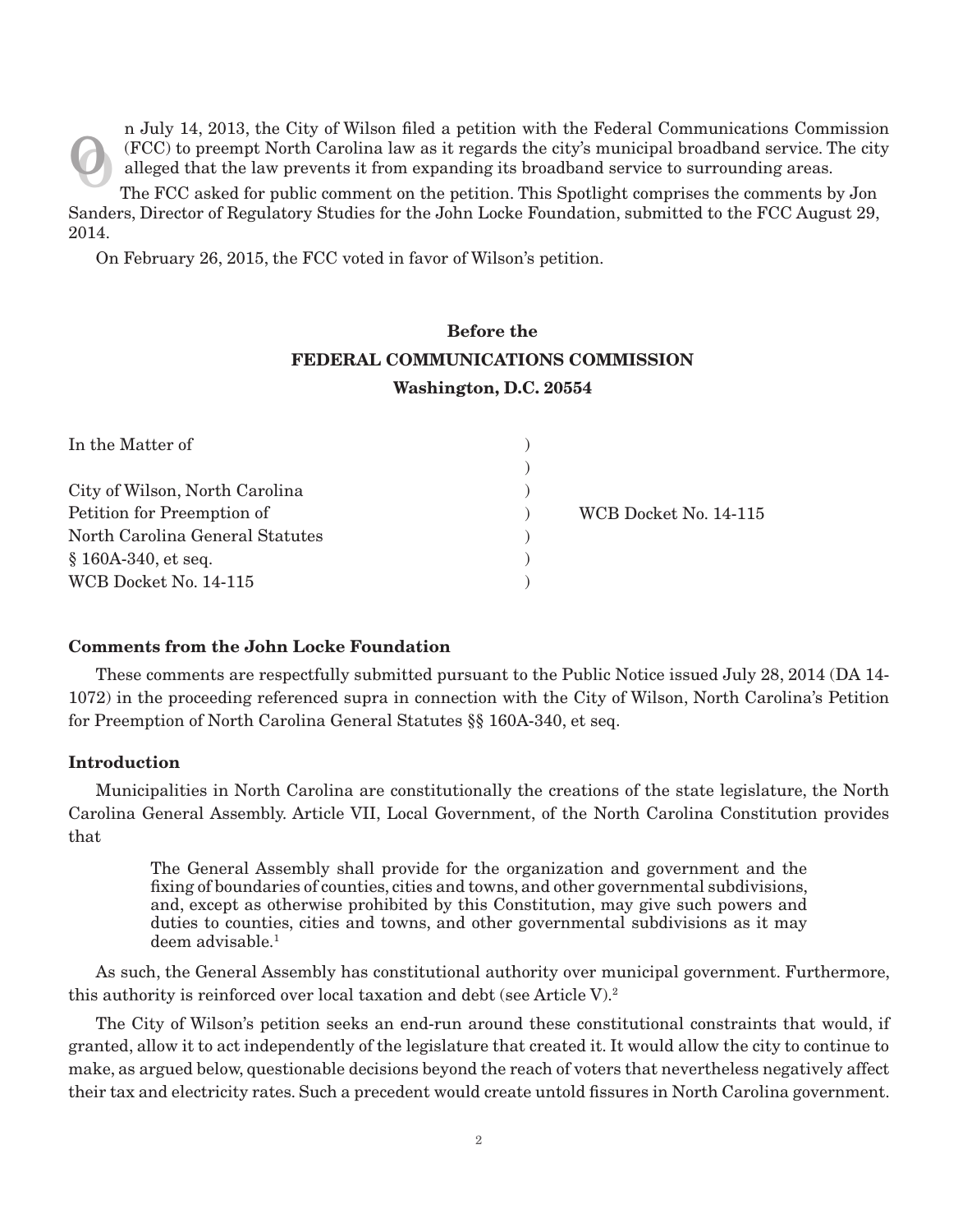On July 14, 2013, the City of Wilson filed a petition with the Federal Communications Commission (FCC) to preempt North Carolina law as it regards the city's municipal broadband service. The city alleged that the law prevents it from expanding its broadband service to surrounding areas.

The FCC asked for public comment on the petition. This Spotlight comprises the comments by Jon Sanders, Director of Regulatory Studies for the John Locke Foundation, submitted to the FCC August 29, 2014.

On February 26, 2015, the FCC voted in favor of Wilson's petition.

**Before the**

**FEDERAL COMMUNICATIONS COMMISSION**

**Washington, D.C. 20554**

| | | |
|---|---|---|
| In the Matter of | ) | |
| | ) | |
| City of Wilson, North Carolina | ) | |
| Petition for Preemption of | ) | WCB Docket No. 14-115 |
| North Carolina General Statutes | ) | |
| § 160A-340, et seq. | ) | |
| WCB Docket No. 14-115 | ) | |

**Comments from the John Locke Foundation**

These comments are respectfully submitted pursuant to the Public Notice issued July 28, 2014 (DA 14-1072) in the proceeding referenced supra in connection with the City of Wilson, North Carolina's Petition for Preemption of North Carolina General Statutes §§ 160A-340, et seq.

**Introduction**

Municipalities in North Carolina are constitutionally the creations of the state legislature, the North Carolina General Assembly. Article VII, Local Government, of the North Carolina Constitution provides that

> The General Assembly shall provide for the organization and government and the fixing of boundaries of counties, cities and towns, and other governmental subdivisions, and, except as otherwise prohibited by this Constitution, may give such powers and duties to counties, cities and towns, and other governmental subdivisions as it may deem advisable.[1]

As such, the General Assembly has constitutional authority over municipal government. Furthermore, this authority is reinforced over local taxation and debt (see Article V).[2]

The City of Wilson's petition seeks an end-run around these constitutional constraints that would, if granted, allow it to act independently of the legislature that created it. It would allow the city to continue to make, as argued below, questionable decisions beyond the reach of voters that nevertheless negatively affect their tax and electricity rates. Such a precedent would create untold fissures in North Carolina government.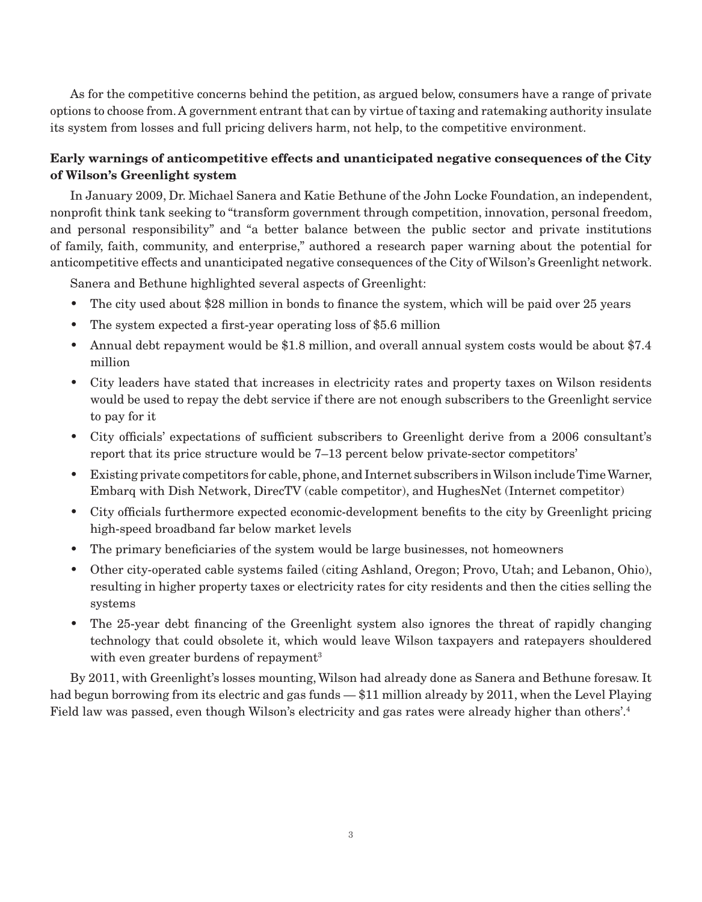As for the competitive concerns behind the petition, as argued below, consumers have a range of private options to choose from. A government entrant that can by virtue of taxing and ratemaking authority insulate its system from losses and full pricing delivers harm, not help, to the competitive environment.

**Early warnings of anticompetitive effects and unanticipated negative consequences of the City of Wilson's Greenlight system**

In January 2009, Dr. Michael Sanera and Katie Bethune of the John Locke Foundation, an independent, nonprofit think tank seeking to "transform government through competition, innovation, personal freedom, and personal responsibility" and "a better balance between the public sector and private institutions of family, faith, community, and enterprise," authored a research paper warning about the potential for anticompetitive effects and unanticipated negative consequences of the City of Wilson's Greenlight network.

Sanera and Bethune highlighted several aspects of Greenlight:

- The city used about $28 million in bonds to finance the system, which will be paid over 25 years
- The system expected a first-year operating loss of $5.6 million
- Annual debt repayment would be $1.8 million, and overall annual system costs would be about $7.4 million
- City leaders have stated that increases in electricity rates and property taxes on Wilson residents would be used to repay the debt service if there are not enough subscribers to the Greenlight service to pay for it
- City officials' expectations of sufficient subscribers to Greenlight derive from a 2006 consultant's report that its price structure would be 7–13 percent below private-sector competitors'
- Existing private competitors for cable, phone, and Internet subscribers in Wilson include Time Warner, Embarq with Dish Network, DirecTV (cable competitor), and HughesNet (Internet competitor)
- City officials furthermore expected economic-development benefits to the city by Greenlight pricing high-speed broadband far below market levels
- The primary beneficiaries of the system would be large businesses, not homeowners
- Other city-operated cable systems failed (citing Ashland, Oregon; Provo, Utah; and Lebanon, Ohio), resulting in higher property taxes or electricity rates for city residents and then the cities selling the systems
- The 25-year debt financing of the Greenlight system also ignores the threat of rapidly changing technology that could obsolete it, which would leave Wilson taxpayers and ratepayers shouldered with even greater burdens of repayment[3]

By 2011, with Greenlight's losses mounting, Wilson had already done as Sanera and Bethune foresaw. It had begun borrowing from its electric and gas funds — $11 million already by 2011, when the Level Playing Field law was passed, even though Wilson's electricity and gas rates were already higher than others'.[4]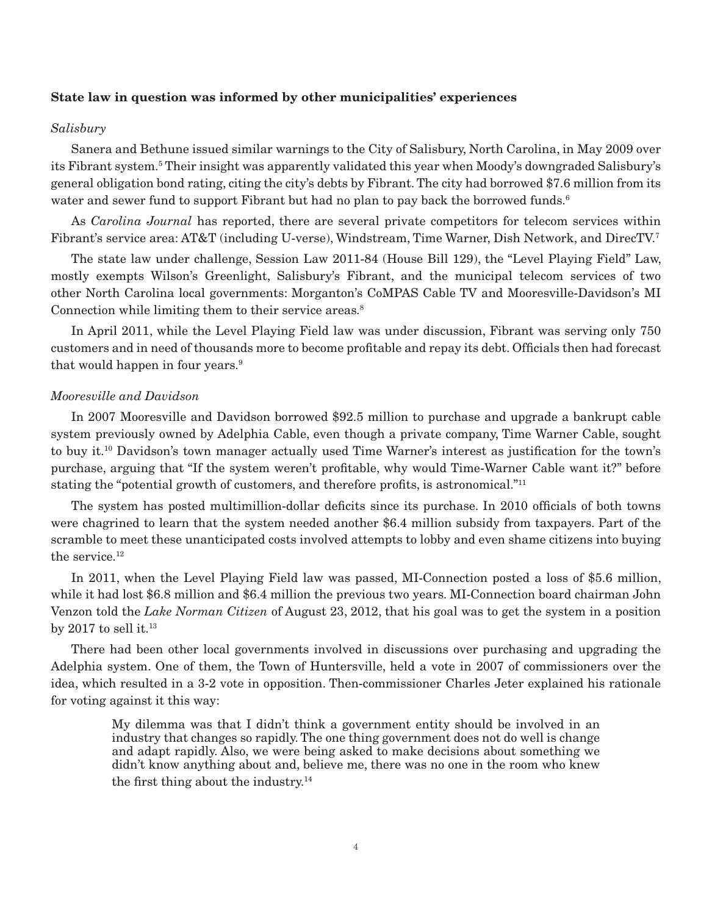### State law in question was informed by other municipalities' experiences

*Salisbury*

Sanera and Bethune issued similar warnings to the City of Salisbury, North Carolina, in May 2009 over its Fibrant system.[5] Their insight was apparently validated this year when Moody's downgraded Salisbury's general obligation bond rating, citing the city's debts by Fibrant. The city had borrowed $7.6 million from its water and sewer fund to support Fibrant but had no plan to pay back the borrowed funds.[6]

As *Carolina Journal* has reported, there are several private competitors for telecom services within Fibrant's service area: AT&T (including U-verse), Windstream, Time Warner, Dish Network, and DirecTV.[7]

The state law under challenge, Session Law 2011-84 (House Bill 129), the "Level Playing Field" Law, mostly exempts Wilson's Greenlight, Salisbury's Fibrant, and the municipal telecom services of two other North Carolina local governments: Morganton's CoMPAS Cable TV and Mooresville-Davidson's MI Connection while limiting them to their service areas.[8]

In April 2011, while the Level Playing Field law was under discussion, Fibrant was serving only 750 customers and in need of thousands more to become profitable and repay its debt. Officials then had forecast that would happen in four years.[9]

*Mooresville and Davidson*

In 2007 Mooresville and Davidson borrowed $92.5 million to purchase and upgrade a bankrupt cable system previously owned by Adelphia Cable, even though a private company, Time Warner Cable, sought to buy it.[10] Davidson's town manager actually used Time Warner's interest as justification for the town's purchase, arguing that "If the system weren't profitable, why would Time-Warner Cable want it?" before stating the "potential growth of customers, and therefore profits, is astronomical."[11]

The system has posted multimillion-dollar deficits since its purchase. In 2010 officials of both towns were chagrined to learn that the system needed another $6.4 million subsidy from taxpayers. Part of the scramble to meet these unanticipated costs involved attempts to lobby and even shame citizens into buying the service.[12]

In 2011, when the Level Playing Field law was passed, MI-Connection posted a loss of $5.6 million, while it had lost $6.8 million and $6.4 million the previous two years. MI-Connection board chairman John Venzon told the *Lake Norman Citizen* of August 23, 2012, that his goal was to get the system in a position by 2017 to sell it.[13]

There had been other local governments involved in discussions over purchasing and upgrading the Adelphia system. One of them, the Town of Huntersville, held a vote in 2007 of commissioners over the idea, which resulted in a 3-2 vote in opposition. Then-commissioner Charles Jeter explained his rationale for voting against it this way:

> My dilemma was that I didn't think a government entity should be involved in an industry that changes so rapidly. The one thing government does not do well is change and adapt rapidly. Also, we were being asked to make decisions about something we didn't know anything about and, believe me, there was no one in the room who knew the first thing about the industry.[14]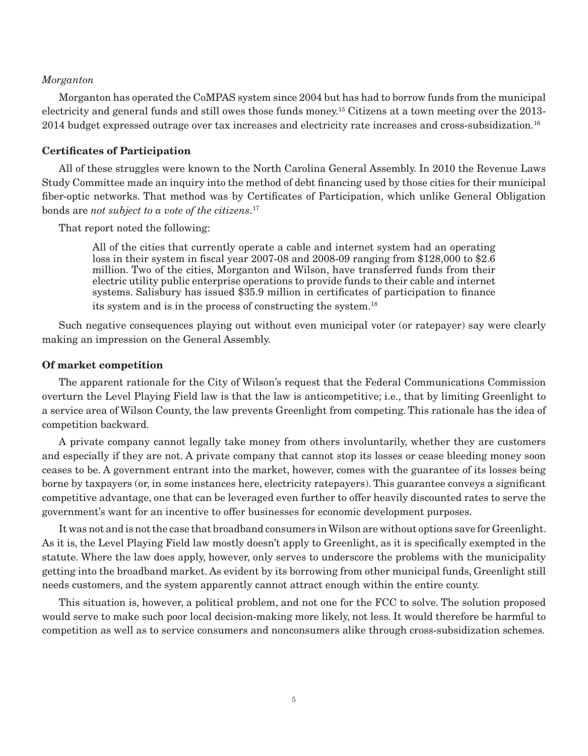*Morganton*

Morganton has operated the CoMPAS system since 2004 but has had to borrow funds from the municipal electricity and general funds and still owes those funds money.[15] Citizens at a town meeting over the 2013-2014 budget expressed outrage over tax increases and electricity rate increases and cross-subsidization.[16]

### Certificates of Participation

All of these struggles were known to the North Carolina General Assembly. In 2010 the Revenue Laws Study Committee made an inquiry into the method of debt financing used by those cities for their municipal fiber-optic networks. That method was by Certificates of Participation, which unlike General Obligation bonds are *not subject to a vote of the citizens*.[17]

That report noted the following:

> All of the cities that currently operate a cable and internet system had an operating loss in their system in fiscal year 2007-08 and 2008-09 ranging from $128,000 to $2.6 million. Two of the cities, Morganton and Wilson, have transferred funds from their electric utility public enterprise operations to provide funds to their cable and internet systems. Salisbury has issued $35.9 million in certificates of participation to finance its system and is in the process of constructing the system.[18]

Such negative consequences playing out without even municipal voter (or ratepayer) say were clearly making an impression on the General Assembly.

### Of market competition

The apparent rationale for the City of Wilson's request that the Federal Communications Commission overturn the Level Playing Field law is that the law is anticompetitive; i.e., that by limiting Greenlight to a service area of Wilson County, the law prevents Greenlight from competing. This rationale has the idea of competition backward.

A private company cannot legally take money from others involuntarily, whether they are customers and especially if they are not. A private company that cannot stop its losses or cease bleeding money soon ceases to be. A government entrant into the market, however, comes with the guarantee of its losses being borne by taxpayers (or, in some instances here, electricity ratepayers). This guarantee conveys a significant competitive advantage, one that can be leveraged even further to offer heavily discounted rates to serve the government's want for an incentive to offer businesses for economic development purposes.

It was not and is not the case that broadband consumers in Wilson are without options save for Greenlight. As it is, the Level Playing Field law mostly doesn't apply to Greenlight, as it is specifically exempted in the statute. Where the law does apply, however, only serves to underscore the problems with the municipality getting into the broadband market. As evident by its borrowing from other municipal funds, Greenlight still needs customers, and the system apparently cannot attract enough within the entire county.

This situation is, however, a political problem, and not one for the FCC to solve. The solution proposed would serve to make such poor local decision-making more likely, not less. It would therefore be harmful to competition as well as to service consumers and nonconsumers alike through cross-subsidization schemes.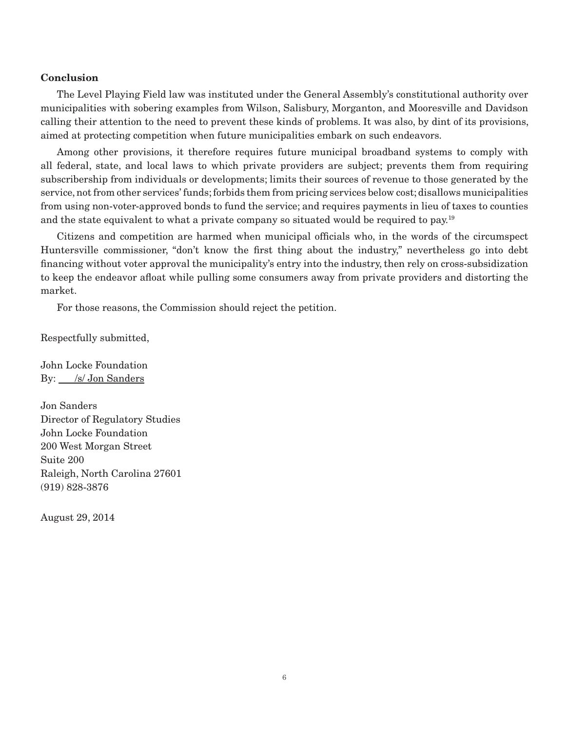**Conclusion**

The Level Playing Field law was instituted under the General Assembly's constitutional authority over municipalities with sobering examples from Wilson, Salisbury, Morganton, and Mooresville and Davidson calling their attention to the need to prevent these kinds of problems. It was also, by dint of its provisions, aimed at protecting competition when future municipalities embark on such endeavors.

Among other provisions, it therefore requires future municipal broadband systems to comply with all federal, state, and local laws to which private providers are subject; prevents them from requiring subscribership from individuals or developments; limits their sources of revenue to those generated by the service, not from other services' funds; forbids them from pricing services below cost; disallows municipalities from using non-voter-approved bonds to fund the service; and requires payments in lieu of taxes to counties and the state equivalent to what a private company so situated would be required to pay.[19]

Citizens and competition are harmed when municipal officials who, in the words of the circumspect Huntersville commissioner, "don't know the first thing about the industry," nevertheless go into debt financing without voter approval the municipality's entry into the industry, then rely on cross-subsidization to keep the endeavor afloat while pulling some consumers away from private providers and distorting the market.

For those reasons, the Commission should reject the petition.

Respectfully submitted,

John Locke Foundation
By: /s/ Jon Sanders

Jon Sanders
Director of Regulatory Studies
John Locke Foundation
200 West Morgan Street
Suite 200
Raleigh, North Carolina 27601
(919) 828-3876

August 29, 2014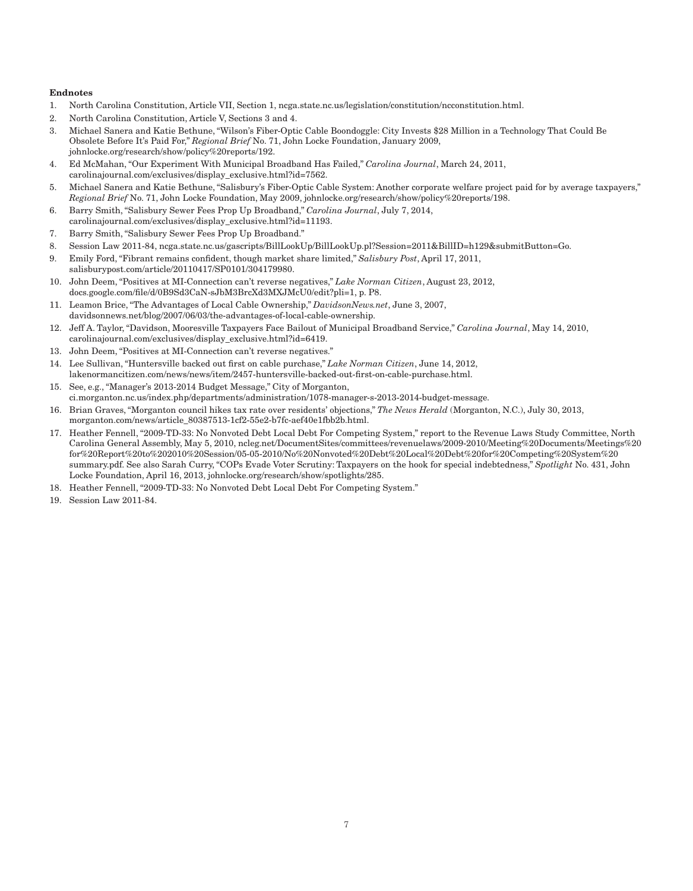**Endnotes**

1. North Carolina Constitution, Article VII, Section 1, ncga.state.nc.us/legislation/constitution/ncconstitution.html.
2. North Carolina Constitution, Article V, Sections 3 and 4.
3. Michael Sanera and Katie Bethune, "Wilson's Fiber-Optic Cable Boondoggle: City Invests $28 Million in a Technology That Could Be Obsolete Before It's Paid For," *Regional Brief* No. 71, John Locke Foundation, January 2009, johnlocke.org/research/show/policy%20reports/192.
4. Ed McMahan, "Our Experiment With Municipal Broadband Has Failed," *Carolina Journal*, March 24, 2011, carolinajournal.com/exclusives/display_exclusive.html?id=7562.
5. Michael Sanera and Katie Bethune, "Salisbury's Fiber-Optic Cable System: Another corporate welfare project paid for by average taxpayers," *Regional Brief* No. 71, John Locke Foundation, May 2009, johnlocke.org/research/show/policy%20reports/198.
6. Barry Smith, "Salisbury Sewer Fees Prop Up Broadband," *Carolina Journal*, July 7, 2014, carolinajournal.com/exclusives/display_exclusive.html?id=11193.
7. Barry Smith, "Salisbury Sewer Fees Prop Up Broadband."
8. Session Law 2011-84, ncga.state.nc.us/gascripts/BillLookUp/BillLookUp.pl?Session=2011&BillID=h129&submitButton=Go.
9. Emily Ford, "Fibrant remains confident, though market share limited," *Salisbury Post*, April 17, 2011, salisburypost.com/article/20110417/SP0101/304179980.
10. John Deem, "Positives at MI-Connection can't reverse negatives," *Lake Norman Citizen*, August 23, 2012, docs.google.com/file/d/0B9Sd3CaN-sJbM3BrcXd3MXJMcU0/edit?pli=1, p. P8.
11. Leamon Brice, "The Advantages of Local Cable Ownership," *DavidsonNews.net*, June 3, 2007, davidsonnews.net/blog/2007/06/03/the-advantages-of-local-cable-ownership.
12. Jeff A. Taylor, "Davidson, Mooresville Taxpayers Face Bailout of Municipal Broadband Service," *Carolina Journal*, May 14, 2010, carolinajournal.com/exclusives/display_exclusive.html?id=6419.
13. John Deem, "Positives at MI-Connection can't reverse negatives."
14. Lee Sullivan, "Huntersville backed out first on cable purchase," *Lake Norman Citizen*, June 14, 2012, lakenormancitizen.com/news/news/item/2457-huntersville-backed-out-first-on-cable-purchase.html.
15. See, e.g., "Manager's 2013-2014 Budget Message," City of Morganton, ci.morganton.nc.us/index.php/departments/administration/1078-manager-s-2013-2014-budget-message.
16. Brian Graves, "Morganton council hikes tax rate over residents' objections," *The News Herald* (Morganton, N.C.), July 30, 2013, morganton.com/news/article_80387513-1cf2-55e2-b7fc-aef40e1fbb2b.html.
17. Heather Fennell, "2009-TD-33: No Nonvoted Debt Local Debt For Competing System," report to the Revenue Laws Study Committee, North Carolina General Assembly, May 5, 2010, ncleg.net/DocumentSites/committees/revenuelaws/2009-2010/Meeting%20Documents/Meetings%20for%20Report%20to%202010%20Session/05-05-2010/No%20Nonvoted%20Debt%20Local%20Debt%20for%20Competing%20System%20summary.pdf. See also Sarah Curry, "COPs Evade Voter Scrutiny: Taxpayers on the hook for special indebtedness," *Spotlight* No. 431, John Locke Foundation, April 16, 2013, johnlocke.org/research/show/spotlights/285.
18. Heather Fennell, "2009-TD-33: No Nonvoted Debt Local Debt For Competing System."
19. Session Law 2011-84.